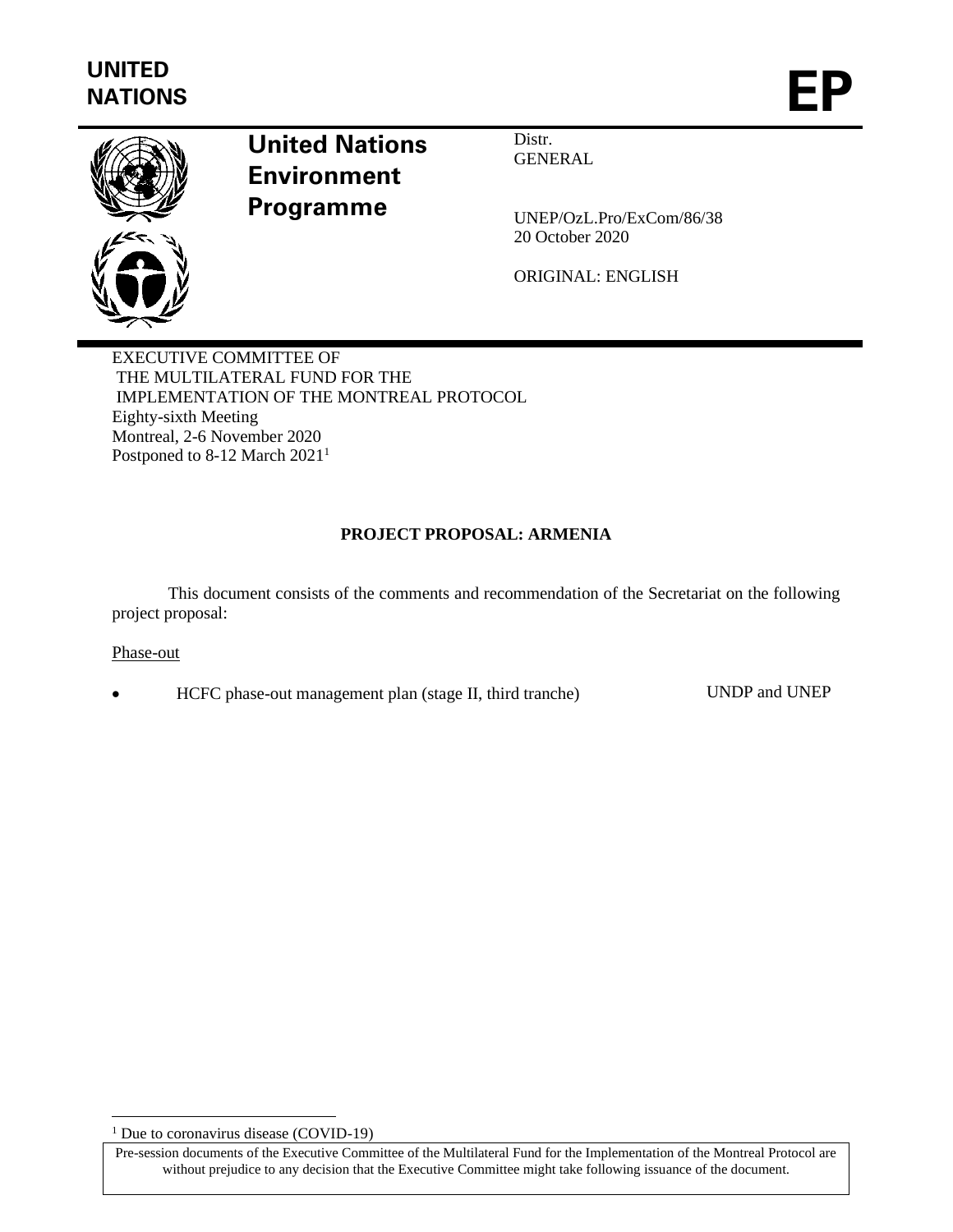**UNITED NATIONS**

**EP**

**United Nations Environment Programme**

Distr.
GENERAL

UNEP/OzL.Pro/ExCom/86/38
20 October 2020

ORIGINAL: ENGLISH

EXECUTIVE COMMITTEE OF
THE MULTILATERAL FUND FOR THE
IMPLEMENTATION OF THE MONTREAL PROTOCOL
Eighty-sixth Meeting
Montreal, 2-6 November 2020
Postponed to 8-12 March 2021[1]

**PROJECT PROPOSAL: ARMENIA**

This document consists of the comments and recommendation of the Secretariat on the following project proposal:

Phase-out

- HCFC phase-out management plan (stage II, third tranche) — UNDP and UNEP

[1] Due to coronavirus disease (COVID-19)

Pre-session documents of the Executive Committee of the Multilateral Fund for the Implementation of the Montreal Protocol are without prejudice to any decision that the Executive Committee might take following issuance of the document.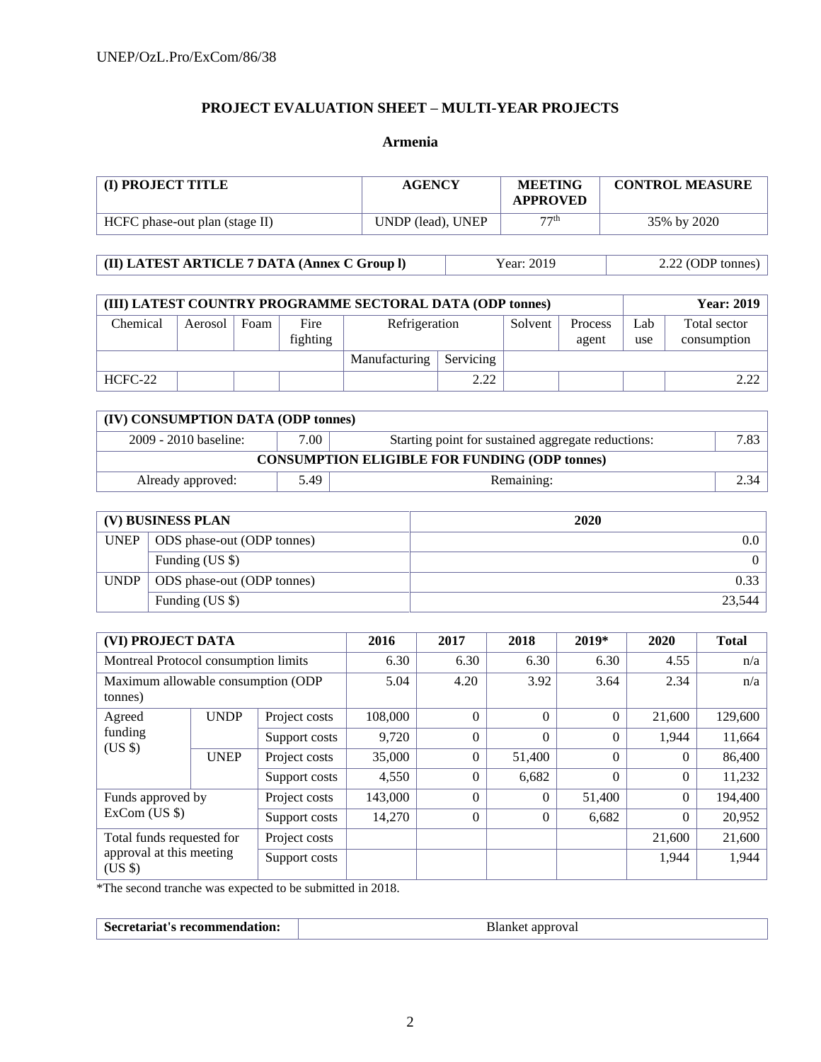## PROJECT EVALUATION SHEET – MULTI-YEAR PROJECTS

### Armenia

| (I) PROJECT TITLE | AGENCY | MEETING APPROVED | CONTROL MEASURE |
|---|---|---|---|
| HCFC phase-out plan (stage II) | UNDP (lead), UNEP | 77th | 35% by 2020 |

| (II) LATEST ARTICLE 7 DATA (Annex C Group l) | Year: 2019 | 2.22 (ODP tonnes) |
|---|---|---|

| (III) LATEST COUNTRY PROGRAMME SECTORAL DATA (ODP tonnes) | | | | | | | | | Year: 2019 |
|---|---|---|---|---|---|---|---|---|---|
| Chemical | Aerosol | Foam | Fire fighting | Refrigeration | | Solvent | Process agent | Lab use | Total sector consumption |
| | | | | Manufacturing | Servicing | | | | |
| HCFC-22 | | | | | 2.22 | | | | 2.22 |

| (IV) CONSUMPTION DATA (ODP tonnes) | | | |
|---|---|---|---|
| 2009 - 2010 baseline: | 7.00 | Starting point for sustained aggregate reductions: | 7.83 |
| CONSUMPTION ELIGIBLE FOR FUNDING (ODP tonnes) | | | |
| Already approved: | 5.49 | Remaining: | 2.34 |

| (V) BUSINESS PLAN | | 2020 |
|---|---|---|
| UNEP | ODS phase-out (ODP tonnes) | 0.0 |
| | Funding (US $) | 0 |
| UNDP | ODS phase-out (ODP tonnes) | 0.33 |
| | Funding (US $) | 23,544 |

| (VI) PROJECT DATA | | | 2016 | 2017 | 2018 | 2019* | 2020 | Total |
|---|---|---|---|---|---|---|---|---|
| Montreal Protocol consumption limits | | | 6.30 | 6.30 | 6.30 | 6.30 | 4.55 | n/a |
| Maximum allowable consumption (ODP tonnes) | | | 5.04 | 4.20 | 3.92 | 3.64 | 2.34 | n/a |
| Agreed funding (US $) | UNDP | Project costs | 108,000 | 0 | 0 | 0 | 21,600 | 129,600 |
| | | Support costs | 9,720 | 0 | 0 | 0 | 1,944 | 11,664 |
| | UNEP | Project costs | 35,000 | 0 | 51,400 | 0 | 0 | 86,400 |
| | | Support costs | 4,550 | 0 | 6,682 | 0 | 0 | 11,232 |
| Funds approved by ExCom (US $) | | Project costs | 143,000 | 0 | 0 | 51,400 | 0 | 194,400 |
| | | Support costs | 14,270 | 0 | 0 | 6,682 | 0 | 20,952 |
| Total funds requested for approval at this meeting (US $) | | Project costs | | | | | 21,600 | 21,600 |
| | | Support costs | | | | | 1,944 | 1,944 |

*The second tranche was expected to be submitted in 2018.

| Secretariat's recommendation: | Blanket approval |
|---|---|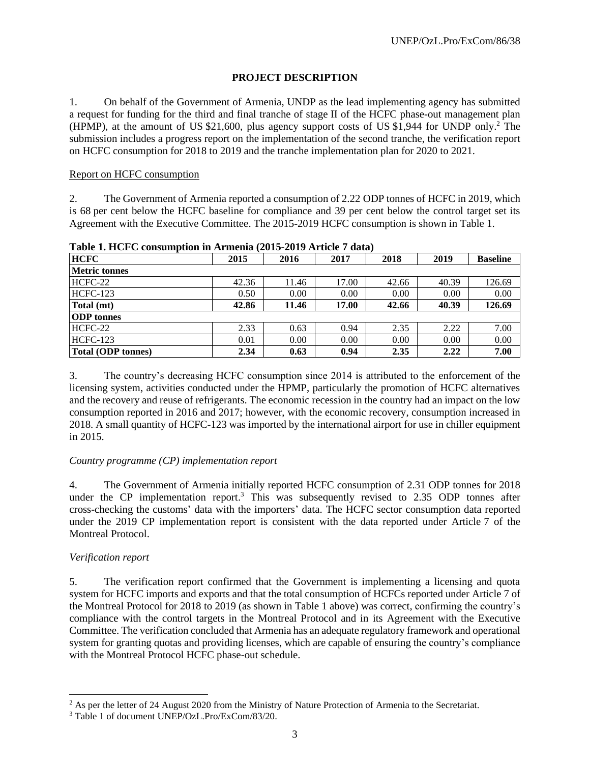# PROJECT DESCRIPTION

1. On behalf of the Government of Armenia, UNDP as the lead implementing agency has submitted a request for funding for the third and final tranche of stage II of the HCFC phase-out management plan (HPMP), at the amount of US $21,600, plus agency support costs of US $1,944 for UNDP only.[2] The submission includes a progress report on the implementation of the second tranche, the verification report on HCFC consumption for 2018 to 2019 and the tranche implementation plan for 2020 to 2021.

Report on HCFC consumption

2. The Government of Armenia reported a consumption of 2.22 ODP tonnes of HCFC in 2019, which is 68 per cent below the HCFC baseline for compliance and 39 per cent below the control target set its Agreement with the Executive Committee. The 2015-2019 HCFC consumption is shown in Table 1.

**Table 1. HCFC consumption in Armenia (2015-2019 Article 7 data)**

| HCFC | 2015 | 2016 | 2017 | 2018 | 2019 | Baseline |
|---|---|---|---|---|---|---|
| **Metric tonnes** | | | | | | |
| HCFC-22 | 42.36 | 11.46 | 17.00 | 42.66 | 40.39 | 126.69 |
| HCFC-123 | 0.50 | 0.00 | 0.00 | 0.00 | 0.00 | 0.00 |
| **Total (mt)** | **42.86** | **11.46** | **17.00** | **42.66** | **40.39** | **126.69** |
| **ODP tonnes** | | | | | | |
| HCFC-22 | 2.33 | 0.63 | 0.94 | 2.35 | 2.22 | 7.00 |
| HCFC-123 | 0.01 | 0.00 | 0.00 | 0.00 | 0.00 | 0.00 |
| **Total (ODP tonnes)** | **2.34** | **0.63** | **0.94** | **2.35** | **2.22** | **7.00** |

3. The country's decreasing HCFC consumption since 2014 is attributed to the enforcement of the licensing system, activities conducted under the HPMP, particularly the promotion of HCFC alternatives and the recovery and reuse of refrigerants. The economic recession in the country had an impact on the low consumption reported in 2016 and 2017; however, with the economic recovery, consumption increased in 2018. A small quantity of HCFC-123 was imported by the international airport for use in chiller equipment in 2015.

*Country programme (CP) implementation report*

4. The Government of Armenia initially reported HCFC consumption of 2.31 ODP tonnes for 2018 under the CP implementation report.[3] This was subsequently revised to 2.35 ODP tonnes after cross-checking the customs' data with the importers' data. The HCFC sector consumption data reported under the 2019 CP implementation report is consistent with the data reported under Article 7 of the Montreal Protocol.

*Verification report*

5. The verification report confirmed that the Government is implementing a licensing and quota system for HCFC imports and exports and that the total consumption of HCFCs reported under Article 7 of the Montreal Protocol for 2018 to 2019 (as shown in Table 1 above) was correct, confirming the country's compliance with the control targets in the Montreal Protocol and in its Agreement with the Executive Committee. The verification concluded that Armenia has an adequate regulatory framework and operational system for granting quotas and providing licenses, which are capable of ensuring the country's compliance with the Montreal Protocol HCFC phase-out schedule.

---

[2] As per the letter of 24 August 2020 from the Ministry of Nature Protection of Armenia to the Secretariat.

[3] Table 1 of document UNEP/OzL.Pro/ExCom/83/20.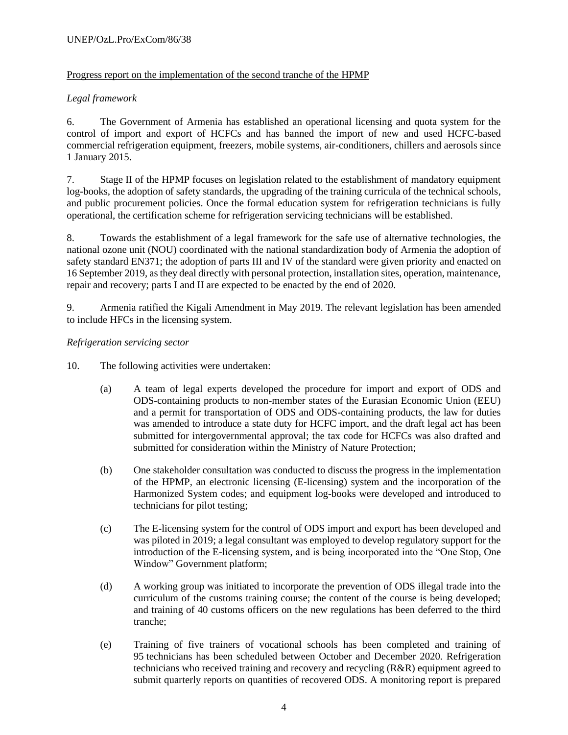Progress report on the implementation of the second tranche of the HPMP

*Legal framework*

6. The Government of Armenia has established an operational licensing and quota system for the control of import and export of HCFCs and has banned the import of new and used HCFC-based commercial refrigeration equipment, freezers, mobile systems, air-conditioners, chillers and aerosols since 1 January 2015.

7. Stage II of the HPMP focuses on legislation related to the establishment of mandatory equipment log-books, the adoption of safety standards, the upgrading of the training curricula of the technical schools, and public procurement policies. Once the formal education system for refrigeration technicians is fully operational, the certification scheme for refrigeration servicing technicians will be established.

8. Towards the establishment of a legal framework for the safe use of alternative technologies, the national ozone unit (NOU) coordinated with the national standardization body of Armenia the adoption of safety standard EN371; the adoption of parts III and IV of the standard were given priority and enacted on 16 September 2019, as they deal directly with personal protection, installation sites, operation, maintenance, repair and recovery; parts I and II are expected to be enacted by the end of 2020.

9. Armenia ratified the Kigali Amendment in May 2019. The relevant legislation has been amended to include HFCs in the licensing system.

*Refrigeration servicing sector*

10. The following activities were undertaken:

(a) A team of legal experts developed the procedure for import and export of ODS and ODS-containing products to non-member states of the Eurasian Economic Union (EEU) and a permit for transportation of ODS and ODS-containing products, the law for duties was amended to introduce a state duty for HCFC import, and the draft legal act has been submitted for intergovernmental approval; the tax code for HCFCs was also drafted and submitted for consideration within the Ministry of Nature Protection;

(b) One stakeholder consultation was conducted to discuss the progress in the implementation of the HPMP, an electronic licensing (E-licensing) system and the incorporation of the Harmonized System codes; and equipment log-books were developed and introduced to technicians for pilot testing;

(c) The E-licensing system for the control of ODS import and export has been developed and was piloted in 2019; a legal consultant was employed to develop regulatory support for the introduction of the E-licensing system, and is being incorporated into the "One Stop, One Window" Government platform;

(d) A working group was initiated to incorporate the prevention of ODS illegal trade into the curriculum of the customs training course; the content of the course is being developed; and training of 40 customs officers on the new regulations has been deferred to the third tranche;

(e) Training of five trainers of vocational schools has been completed and training of 95 technicians has been scheduled between October and December 2020. Refrigeration technicians who received training and recovery and recycling (R&R) equipment agreed to submit quarterly reports on quantities of recovered ODS. A monitoring report is prepared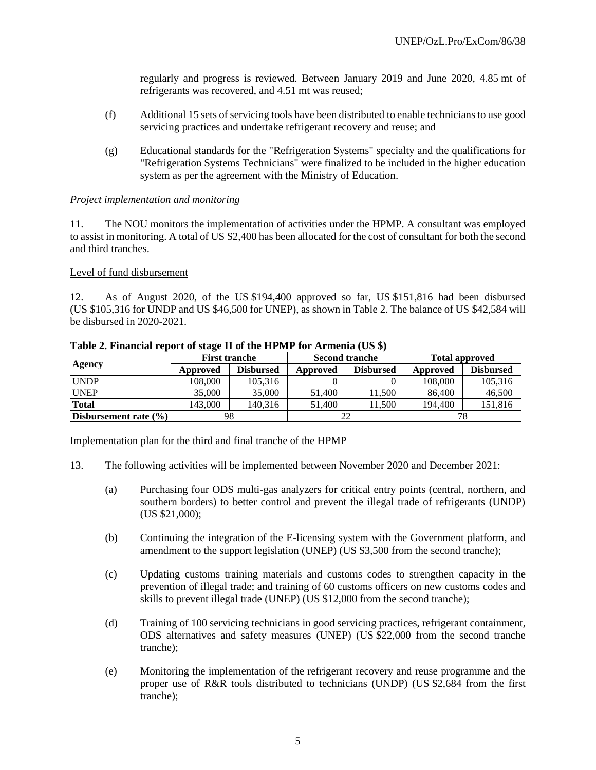regularly and progress is reviewed. Between January 2019 and June 2020, 4.85 mt of refrigerants was recovered, and 4.51 mt was reused;

(f) Additional 15 sets of servicing tools have been distributed to enable technicians to use good servicing practices and undertake refrigerant recovery and reuse; and

(g) Educational standards for the "Refrigeration Systems" specialty and the qualifications for "Refrigeration Systems Technicians" were finalized to be included in the higher education system as per the agreement with the Ministry of Education.

*Project implementation and monitoring*

11. The NOU monitors the implementation of activities under the HPMP. A consultant was employed to assist in monitoring. A total of US $2,400 has been allocated for the cost of consultant for both the second and third tranches.

Level of fund disbursement

12. As of August 2020, of the US $194,400 approved so far, US $151,816 had been disbursed (US $105,316 for UNDP and US $46,500 for UNEP), as shown in Table 2. The balance of US $42,584 will be disbursed in 2020-2021.

**Table 2. Financial report of stage II of the HPMP for Armenia (US $)**

| Agency | First tranche | | Second tranche | | Total approved | |
|---|---|---|---|---|---|---|
| | Approved | Disbursed | Approved | Disbursed | Approved | Disbursed |
| UNDP | 108,000 | 105,316 | 0 | 0 | 108,000 | 105,316 |
| UNEP | 35,000 | 35,000 | 51,400 | 11,500 | 86,400 | 46,500 |
| **Total** | 143,000 | 140,316 | 51,400 | 11,500 | 194,400 | 151,816 |
| **Disbursement rate (%)** | 98 | | 22 | | 78 | |

Implementation plan for the third and final tranche of the HPMP

13. The following activities will be implemented between November 2020 and December 2021:

(a) Purchasing four ODS multi-gas analyzers for critical entry points (central, northern, and southern borders) to better control and prevent the illegal trade of refrigerants (UNDP) (US $21,000);

(b) Continuing the integration of the E-licensing system with the Government platform, and amendment to the support legislation (UNEP) (US $3,500 from the second tranche);

(c) Updating customs training materials and customs codes to strengthen capacity in the prevention of illegal trade; and training of 60 customs officers on new customs codes and skills to prevent illegal trade (UNEP) (US $12,000 from the second tranche);

(d) Training of 100 servicing technicians in good servicing practices, refrigerant containment, ODS alternatives and safety measures (UNEP) (US $22,000 from the second tranche tranche);

(e) Monitoring the implementation of the refrigerant recovery and reuse programme and the proper use of R&R tools distributed to technicians (UNDP) (US $2,684 from the first tranche);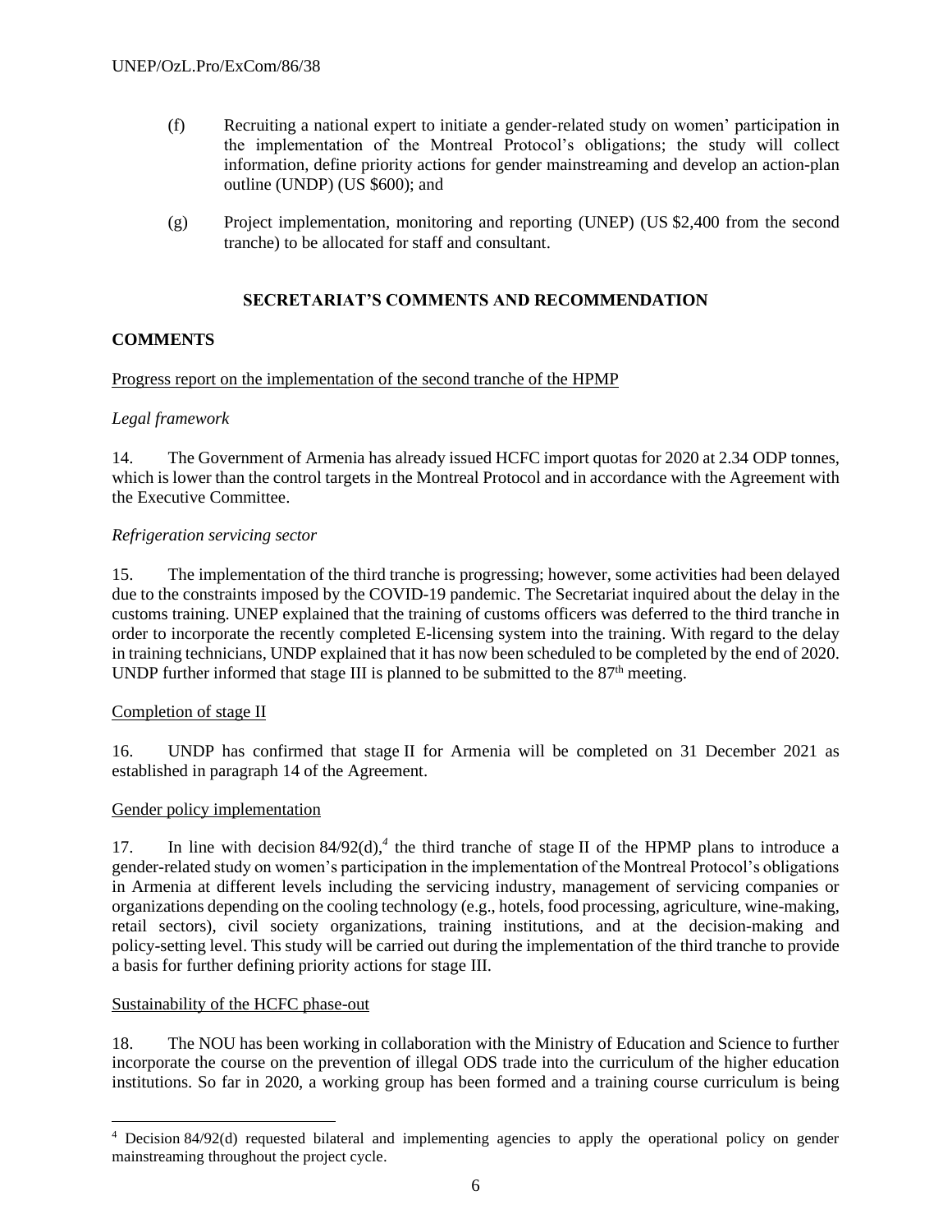(f) Recruiting a national expert to initiate a gender-related study on women' participation in the implementation of the Montreal Protocol's obligations; the study will collect information, define priority actions for gender mainstreaming and develop an action-plan outline (UNDP) (US $600); and

(g) Project implementation, monitoring and reporting (UNEP) (US $2,400 from the second tranche) to be allocated for staff and consultant.

## SECRETARIAT'S COMMENTS AND RECOMMENDATION

### COMMENTS

Progress report on the implementation of the second tranche of the HPMP

*Legal framework*

14. The Government of Armenia has already issued HCFC import quotas for 2020 at 2.34 ODP tonnes, which is lower than the control targets in the Montreal Protocol and in accordance with the Agreement with the Executive Committee.

*Refrigeration servicing sector*

15. The implementation of the third tranche is progressing; however, some activities had been delayed due to the constraints imposed by the COVID-19 pandemic. The Secretariat inquired about the delay in the customs training. UNEP explained that the training of customs officers was deferred to the third tranche in order to incorporate the recently completed E-licensing system into the training. With regard to the delay in training technicians, UNDP explained that it has now been scheduled to be completed by the end of 2020. UNDP further informed that stage III is planned to be submitted to the 87th meeting.

Completion of stage II

16. UNDP has confirmed that stage II for Armenia will be completed on 31 December 2021 as established in paragraph 14 of the Agreement.

Gender policy implementation

17. In line with decision 84/92(d),[4] the third tranche of stage II of the HPMP plans to introduce a gender-related study on women's participation in the implementation of the Montreal Protocol's obligations in Armenia at different levels including the servicing industry, management of servicing companies or organizations depending on the cooling technology (e.g., hotels, food processing, agriculture, wine-making, retail sectors), civil society organizations, training institutions, and at the decision-making and policy-setting level. This study will be carried out during the implementation of the third tranche to provide a basis for further defining priority actions for stage III.

Sustainability of the HCFC phase-out

18. The NOU has been working in collaboration with the Ministry of Education and Science to further incorporate the course on the prevention of illegal ODS trade into the curriculum of the higher education institutions. So far in 2020, a working group has been formed and a training course curriculum is being

---

[4] Decision 84/92(d) requested bilateral and implementing agencies to apply the operational policy on gender mainstreaming throughout the project cycle.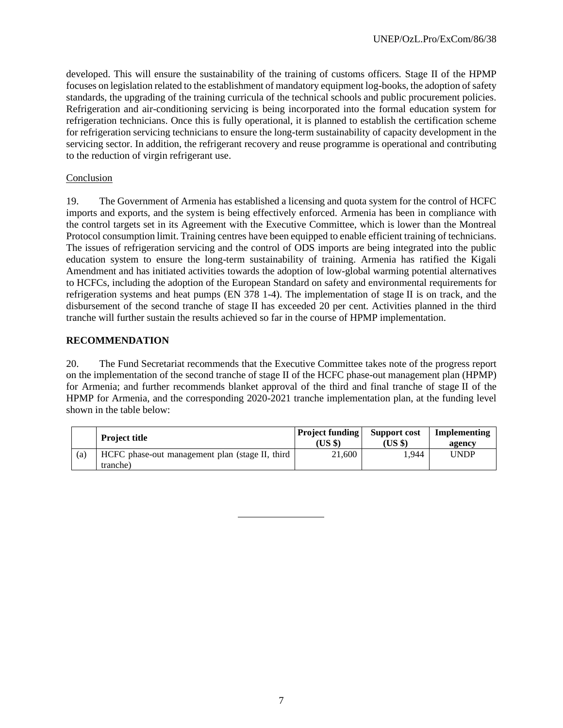developed. This will ensure the sustainability of the training of customs officers. Stage II of the HPMP focuses on legislation related to the establishment of mandatory equipment log-books, the adoption of safety standards, the upgrading of the training curricula of the technical schools and public procurement policies. Refrigeration and air-conditioning servicing is being incorporated into the formal education system for refrigeration technicians. Once this is fully operational, it is planned to establish the certification scheme for refrigeration servicing technicians to ensure the long-term sustainability of capacity development in the servicing sector. In addition, the refrigerant recovery and reuse programme is operational and contributing to the reduction of virgin refrigerant use.

Conclusion

19. The Government of Armenia has established a licensing and quota system for the control of HCFC imports and exports, and the system is being effectively enforced. Armenia has been in compliance with the control targets set in its Agreement with the Executive Committee, which is lower than the Montreal Protocol consumption limit. Training centres have been equipped to enable efficient training of technicians. The issues of refrigeration servicing and the control of ODS imports are being integrated into the public education system to ensure the long-term sustainability of training. Armenia has ratified the Kigali Amendment and has initiated activities towards the adoption of low-global warming potential alternatives to HCFCs, including the adoption of the European Standard on safety and environmental requirements for refrigeration systems and heat pumps (EN 378 1-4). The implementation of stage II is on track, and the disbursement of the second tranche of stage II has exceeded 20 per cent. Activities planned in the third tranche will further sustain the results achieved so far in the course of HPMP implementation.

## RECOMMENDATION

20. The Fund Secretariat recommends that the Executive Committee takes note of the progress report on the implementation of the second tranche of stage II of the HCFC phase-out management plan (HPMP) for Armenia; and further recommends blanket approval of the third and final tranche of stage II of the HPMP for Armenia, and the corresponding 2020-2021 tranche implementation plan, at the funding level shown in the table below:

| | Project title | Project funding (US $) | Support cost (US $) | Implementing agency |
|---|---|---|---|---|
| (a) | HCFC phase-out management plan (stage II, third tranche) | 21,600 | 1,944 | UNDP |